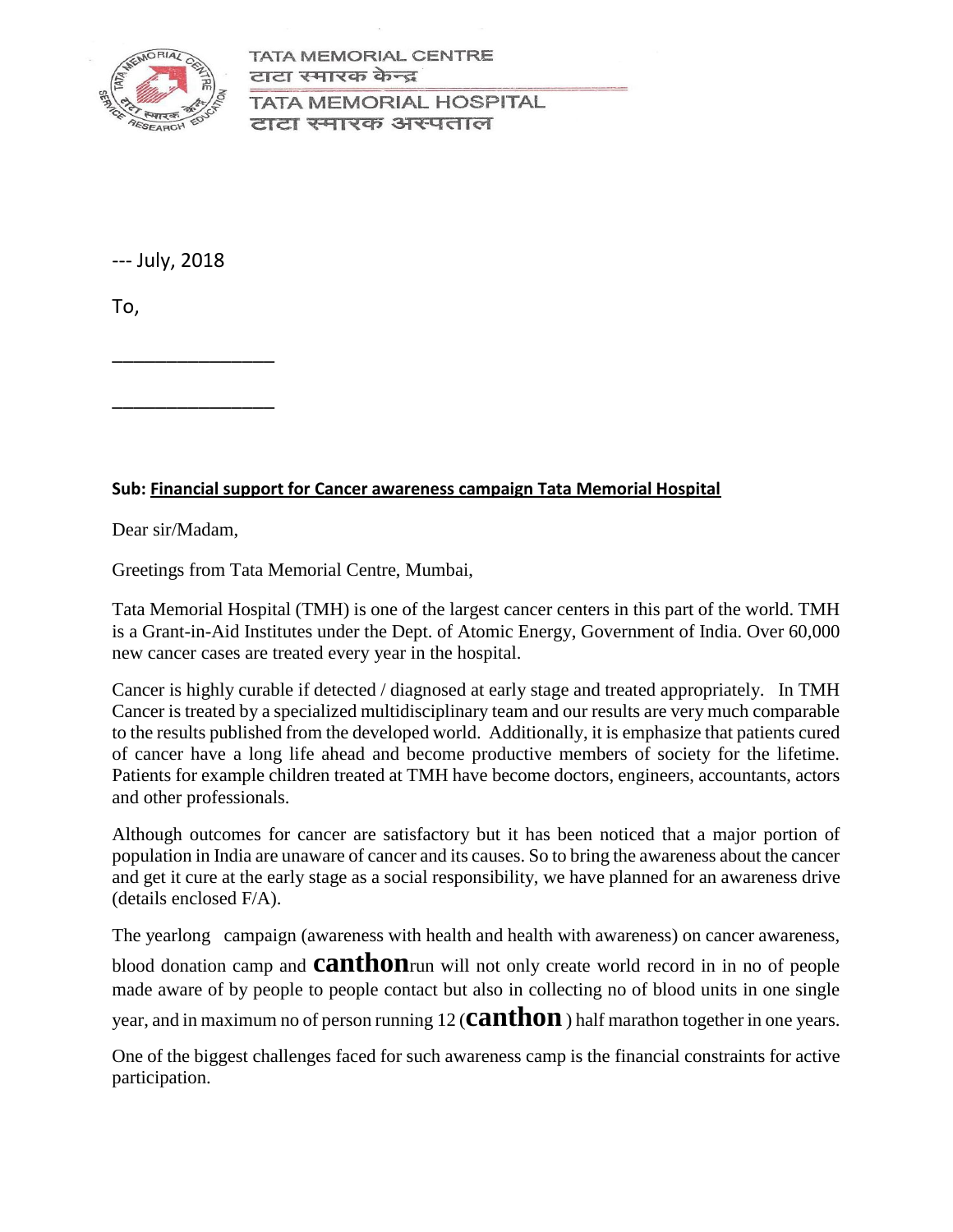TATA MEMORIAL CENTRE
टाटा स्मारक केन्द्र
TATA MEMORIAL HOSPITAL
टाटा स्मारक अस्पताल

--- July, 2018

To,

\_\_\_\_\_\_\_\_\_\_\_\_\_\_\_\_

\_\_\_\_\_\_\_\_\_\_\_\_\_\_\_\_

**Sub: Financial support for Cancer awareness campaign Tata Memorial Hospital**

Dear sir/Madam,

Greetings from Tata Memorial Centre, Mumbai,

Tata Memorial Hospital (TMH) is one of the largest cancer centers in this part of the world. TMH is a Grant-in-Aid Institutes under the Dept. of Atomic Energy, Government of India. Over 60,000 new cancer cases are treated every year in the hospital.

Cancer is highly curable if detected / diagnosed at early stage and treated appropriately. In TMH Cancer is treated by a specialized multidisciplinary team and our results are very much comparable to the results published from the developed world. Additionally, it is emphasize that patients cured of cancer have a long life ahead and become productive members of society for the lifetime. Patients for example children treated at TMH have become doctors, engineers, accountants, actors and other professionals.

Although outcomes for cancer are satisfactory but it has been noticed that a major portion of population in India are unaware of cancer and its causes. So to bring the awareness about the cancer and get it cure at the early stage as a social responsibility, we have planned for an awareness drive (details enclosed F/A).

The yearlong campaign (awareness with health and health with awareness) on cancer awareness, blood donation camp and **canthon**run will not only create world record in in no of people made aware of by people to people contact but also in collecting no of blood units in one single year, and in maximum no of person running 12 (**canthon**) half marathon together in one years.

One of the biggest challenges faced for such awareness camp is the financial constraints for active participation.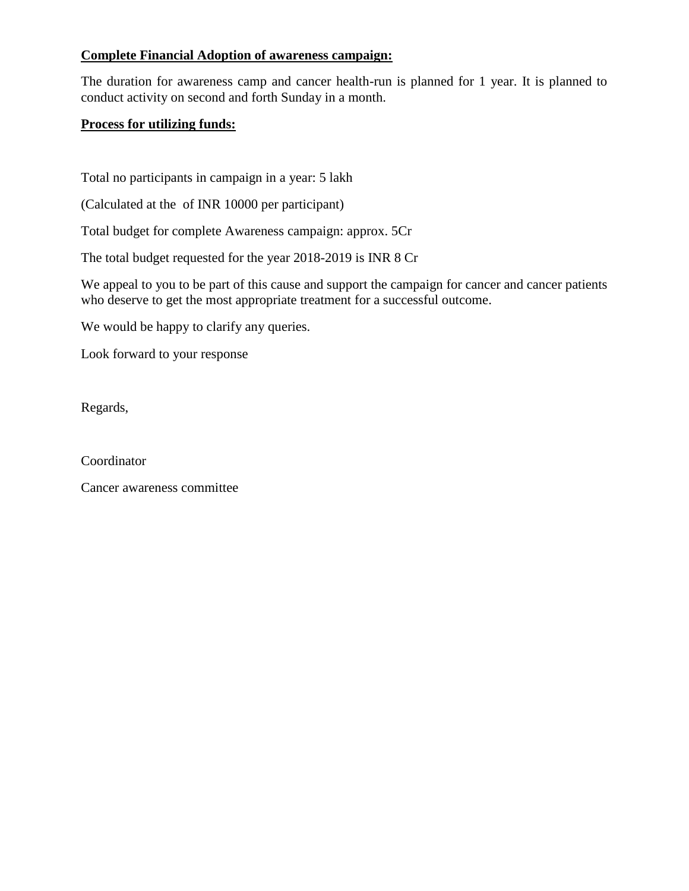**Complete Financial Adoption of awareness campaign:**

The duration for awareness camp and cancer health-run is planned for 1 year. It is planned to conduct activity on second and forth Sunday in a month.

**Process for utilizing funds:**

Total no participants in campaign in a year: 5 lakh

(Calculated at the of INR 10000 per participant)

Total budget for complete Awareness campaign: approx. 5Cr

The total budget requested for the year 2018-2019 is INR 8 Cr

We appeal to you to be part of this cause and support the campaign for cancer and cancer patients who deserve to get the most appropriate treatment for a successful outcome.

We would be happy to clarify any queries.

Look forward to your response

Regards,

Coordinator

Cancer awareness committee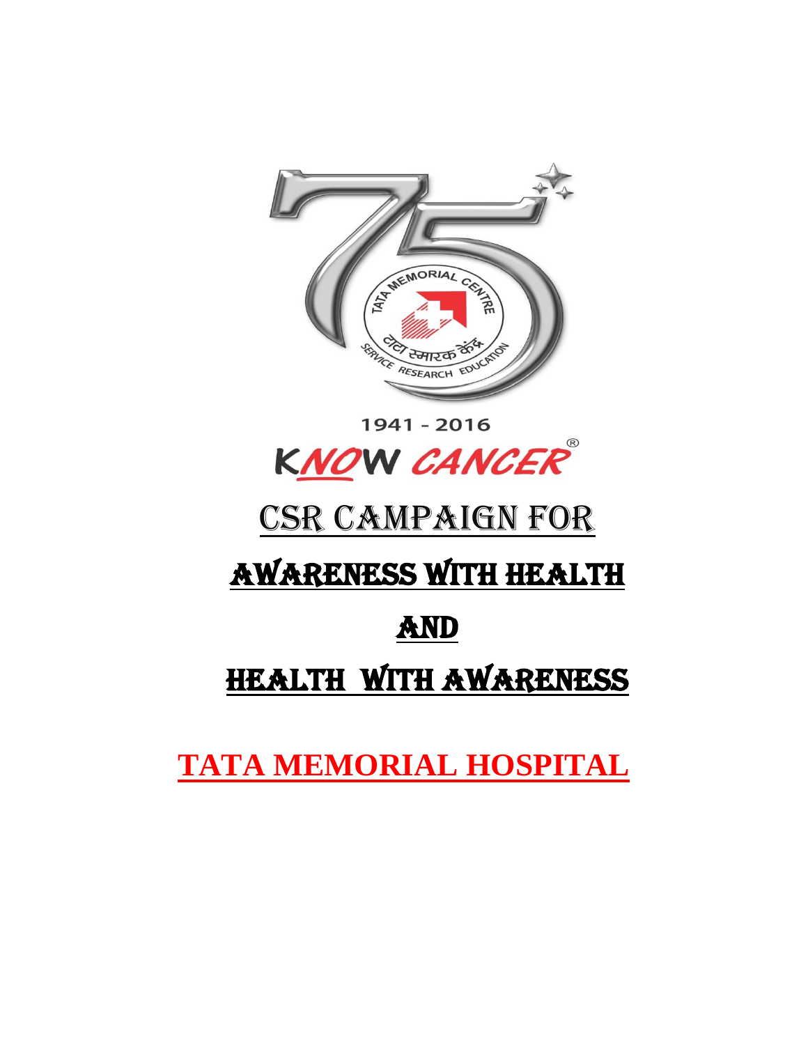1941 - 2016

KNOW CANCER®

# CSR CAMPAIGN FOR

# AWARENESS WITH HEALTH

# AND

# HEALTH WITH AWARENESS

**TATA MEMORIAL HOSPITAL**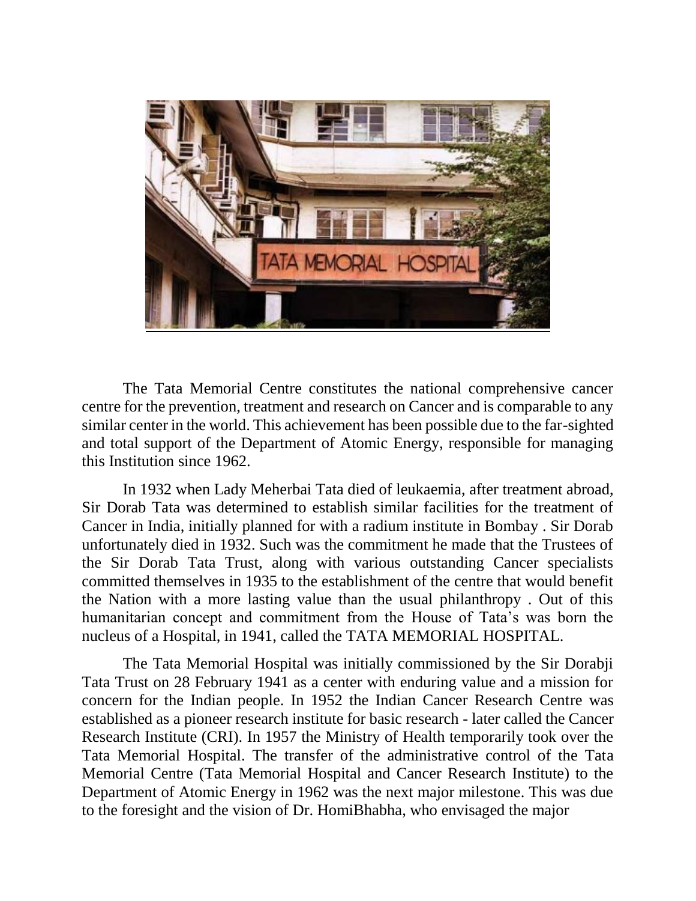The Tata Memorial Centre constitutes the national comprehensive cancer centre for the prevention, treatment and research on Cancer and is comparable to any similar center in the world. This achievement has been possible due to the far-sighted and total support of the Department of Atomic Energy, responsible for managing this Institution since 1962.

In 1932 when Lady Meherbai Tata died of leukaemia, after treatment abroad, Sir Dorab Tata was determined to establish similar facilities for the treatment of Cancer in India, initially planned for with a radium institute in Bombay . Sir Dorab unfortunately died in 1932. Such was the commitment he made that the Trustees of the Sir Dorab Tata Trust, along with various outstanding Cancer specialists committed themselves in 1935 to the establishment of the centre that would benefit the Nation with a more lasting value than the usual philanthropy . Out of this humanitarian concept and commitment from the House of Tata's was born the nucleus of a Hospital, in 1941, called the TATA MEMORIAL HOSPITAL.

The Tata Memorial Hospital was initially commissioned by the Sir Dorabji Tata Trust on 28 February 1941 as a center with enduring value and a mission for concern for the Indian people. In 1952 the Indian Cancer Research Centre was established as a pioneer research institute for basic research - later called the Cancer Research Institute (CRI). In 1957 the Ministry of Health temporarily took over the Tata Memorial Hospital. The transfer of the administrative control of the Tata Memorial Centre (Tata Memorial Hospital and Cancer Research Institute) to the Department of Atomic Energy in 1962 was the next major milestone. This was due to the foresight and the vision of Dr. HomiBhabha, who envisaged the major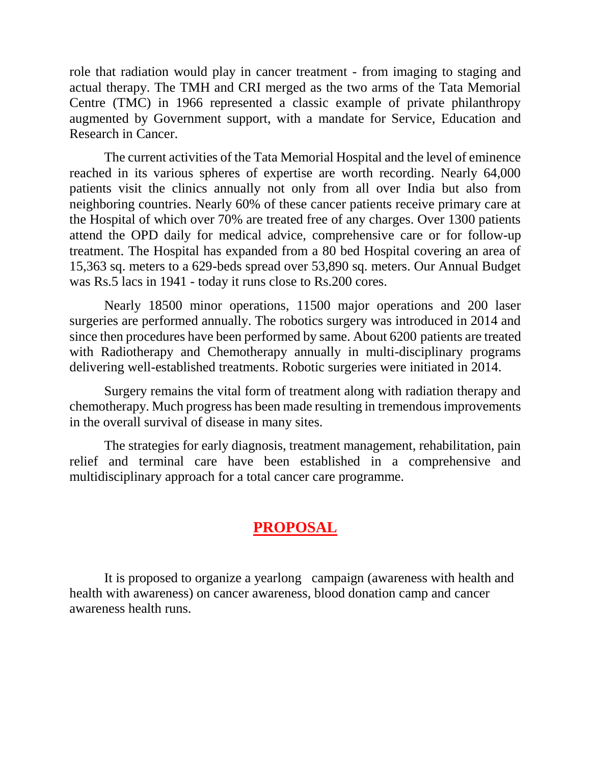role that radiation would play in cancer treatment - from imaging to staging and actual therapy. The TMH and CRI merged as the two arms of the Tata Memorial Centre (TMC) in 1966 represented a classic example of private philanthropy augmented by Government support, with a mandate for Service, Education and Research in Cancer.

The current activities of the Tata Memorial Hospital and the level of eminence reached in its various spheres of expertise are worth recording. Nearly 64,000 patients visit the clinics annually not only from all over India but also from neighboring countries. Nearly 60% of these cancer patients receive primary care at the Hospital of which over 70% are treated free of any charges. Over 1300 patients attend the OPD daily for medical advice, comprehensive care or for follow-up treatment. The Hospital has expanded from a 80 bed Hospital covering an area of 15,363 sq. meters to a 629-beds spread over 53,890 sq. meters. Our Annual Budget was Rs.5 lacs in 1941 - today it runs close to Rs.200 cores.

Nearly 18500 minor operations, 11500 major operations and 200 laser surgeries are performed annually. The robotics surgery was introduced in 2014 and since then procedures have been performed by same. About 6200 patients are treated with Radiotherapy and Chemotherapy annually in multi-disciplinary programs delivering well-established treatments. Robotic surgeries were initiated in 2014.

Surgery remains the vital form of treatment along with radiation therapy and chemotherapy. Much progress has been made resulting in tremendous improvements in the overall survival of disease in many sites.

The strategies for early diagnosis, treatment management, rehabilitation, pain relief and terminal care have been established in a comprehensive and multidisciplinary approach for a total cancer care programme.

## PROPOSAL

It is proposed to organize a yearlong campaign (awareness with health and health with awareness) on cancer awareness, blood donation camp and cancer awareness health runs.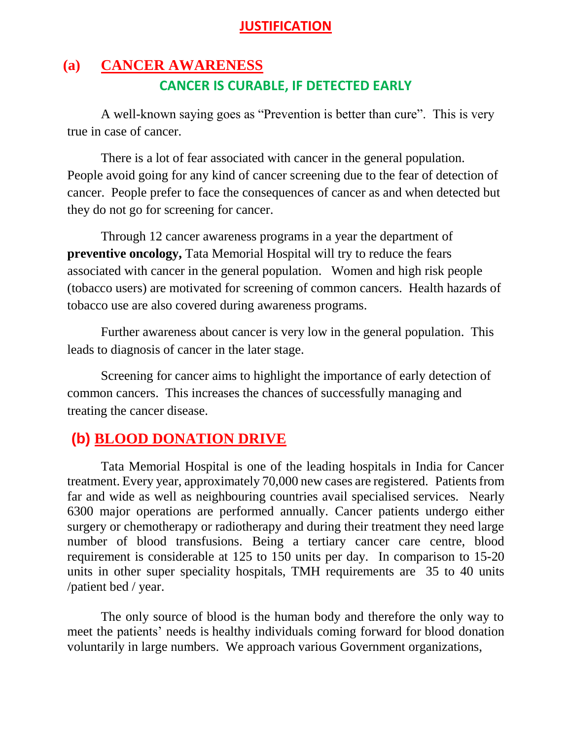# JUSTIFICATION

## (a) CANCER AWARENESS

### CANCER IS CURABLE, IF DETECTED EARLY

A well-known saying goes as "Prevention is better than cure". This is very true in case of cancer.

There is a lot of fear associated with cancer in the general population. People avoid going for any kind of cancer screening due to the fear of detection of cancer. People prefer to face the consequences of cancer as and when detected but they do not go for screening for cancer.

Through 12 cancer awareness programs in a year the department of **preventive oncology,** Tata Memorial Hospital will try to reduce the fears associated with cancer in the general population. Women and high risk people (tobacco users) are motivated for screening of common cancers. Health hazards of tobacco use are also covered during awareness programs.

Further awareness about cancer is very low in the general population. This leads to diagnosis of cancer in the later stage.

Screening for cancer aims to highlight the importance of early detection of common cancers. This increases the chances of successfully managing and treating the cancer disease.

## (b) BLOOD DONATION DRIVE

Tata Memorial Hospital is one of the leading hospitals in India for Cancer treatment. Every year, approximately 70,000 new cases are registered. Patients from far and wide as well as neighbouring countries avail specialised services. Nearly 6300 major operations are performed annually. Cancer patients undergo either surgery or chemotherapy or radiotherapy and during their treatment they need large number of blood transfusions. Being a tertiary cancer care centre, blood requirement is considerable at 125 to 150 units per day. In comparison to 15-20 units in other super speciality hospitals, TMH requirements are 35 to 40 units /patient bed / year.

The only source of blood is the human body and therefore the only way to meet the patients' needs is healthy individuals coming forward for blood donation voluntarily in large numbers. We approach various Government organizations,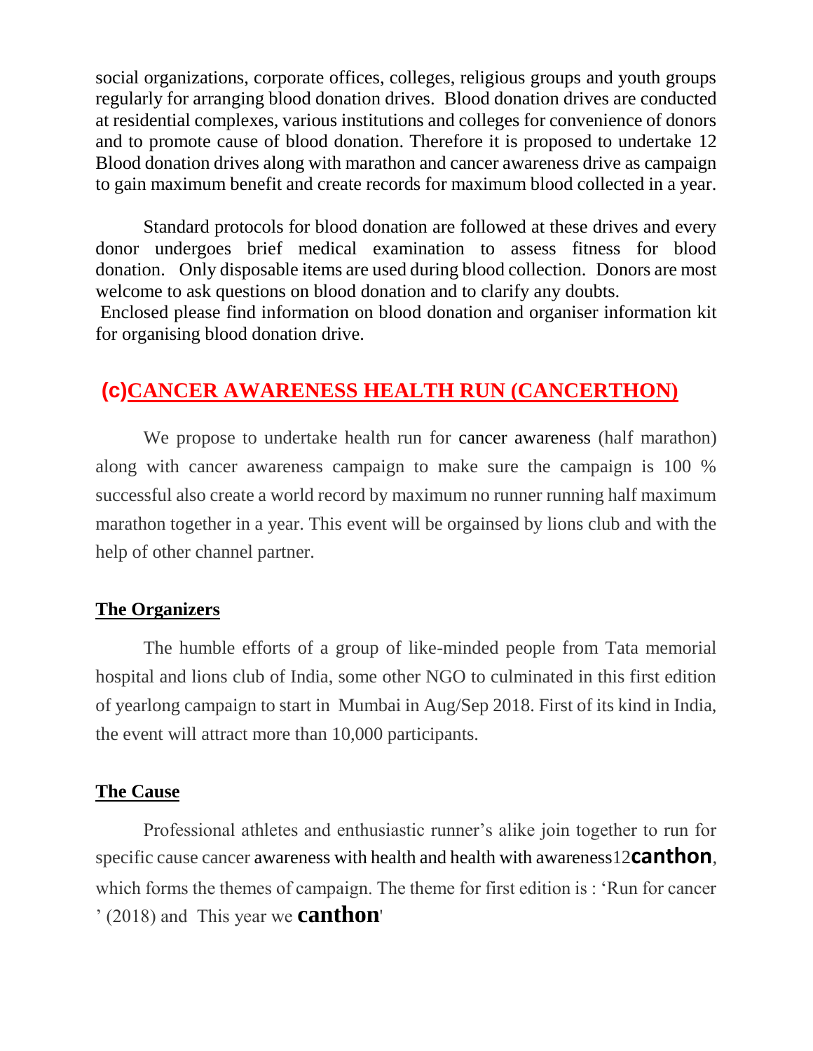social organizations, corporate offices, colleges, religious groups and youth groups regularly for arranging blood donation drives. Blood donation drives are conducted at residential complexes, various institutions and colleges for convenience of donors and to promote cause of blood donation. Therefore it is proposed to undertake 12 Blood donation drives along with marathon and cancer awareness drive as campaign to gain maximum benefit and create records for maximum blood collected in a year.

Standard protocols for blood donation are followed at these drives and every donor undergoes brief medical examination to assess fitness for blood donation. Only disposable items are used during blood collection. Donors are most welcome to ask questions on blood donation and to clarify any doubts.

Enclosed please find information on blood donation and organiser information kit for organising blood donation drive.

## (c)CANCER AWARENESS HEALTH RUN (CANCERTHON)

We propose to undertake health run for cancer awareness (half marathon) along with cancer awareness campaign to make sure the campaign is 100 % successful also create a world record by maximum no runner running half maximum marathon together in a year. This event will be orgainsed by lions club and with the help of other channel partner.

### The Organizers

The humble efforts of a group of like-minded people from Tata memorial hospital and lions club of India, some other NGO to culminated in this first edition of yearlong campaign to start in Mumbai in Aug/Sep 2018. First of its kind in India, the event will attract more than 10,000 participants.

### The Cause

Professional athletes and enthusiastic runner's alike join together to run for specific cause cancer awareness with health and health with awareness12**canthon**, which forms the themes of campaign. The theme for first edition is : 'Run for cancer ' (2018) and This year we **canthon**'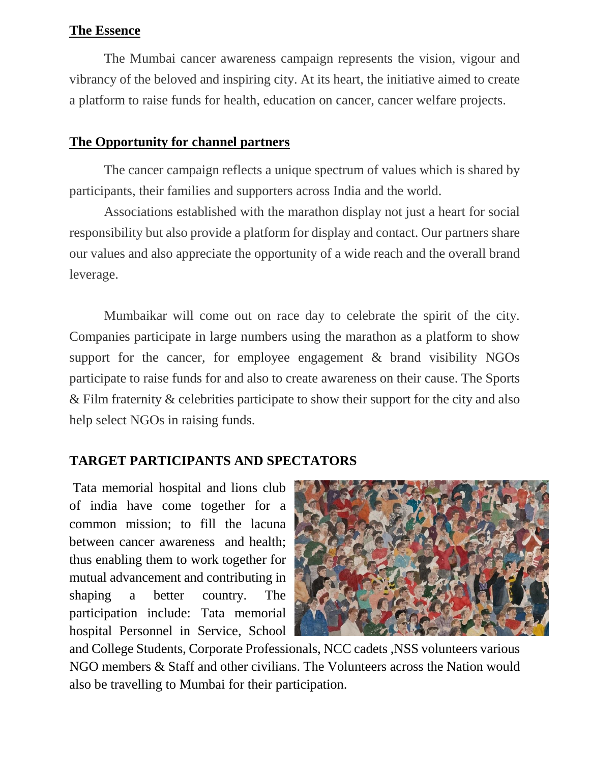## The Essence

The Mumbai cancer awareness campaign represents the vision, vigour and vibrancy of the beloved and inspiring city. At its heart, the initiative aimed to create a platform to raise funds for health, education on cancer, cancer welfare projects.

## The Opportunity for channel partners

The cancer campaign reflects a unique spectrum of values which is shared by participants, their families and supporters across India and the world.

Associations established with the marathon display not just a heart for social responsibility but also provide a platform for display and contact. Our partners share our values and also appreciate the opportunity of a wide reach and the overall brand leverage.

Mumbaikar will come out on race day to celebrate the spirit of the city. Companies participate in large numbers using the marathon as a platform to show support for the cancer, for employee engagement & brand visibility NGOs participate to raise funds for and also to create awareness on their cause. The Sports & Film fraternity & celebrities participate to show their support for the city and also help select NGOs in raising funds.

## TARGET PARTICIPANTS AND SPECTATORS

Tata memorial hospital and lions club of india have come together for a common mission; to fill the lacuna between cancer awareness and health; thus enabling them to work together for mutual advancement and contributing in shaping a better country. The participation include: Tata memorial hospital Personnel in Service, School and College Students, Corporate Professionals, NCC cadets ,NSS volunteers various NGO members & Staff and other civilians. The Volunteers across the Nation would also be travelling to Mumbai for their participation.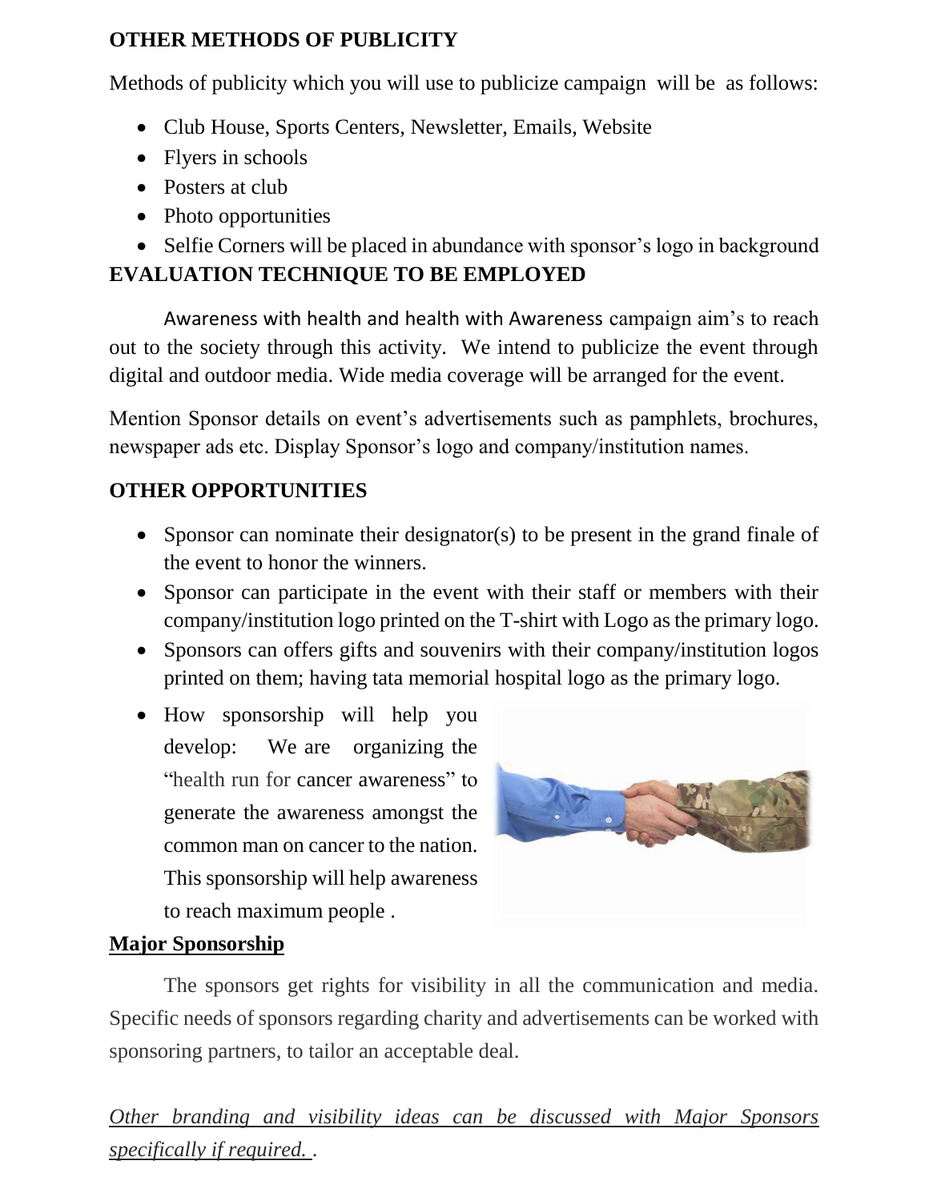**OTHER METHODS OF PUBLICITY**

Methods of publicity which you will use to publicize campaign will be as follows:

- Club House, Sports Centers, Newsletter, Emails, Website
- Flyers in schools
- Posters at club
- Photo opportunities
- Selfie Corners will be placed in abundance with sponsor's logo in background

**EVALUATION TECHNIQUE TO BE EMPLOYED**

Awareness with health and health with Awareness campaign aim's to reach out to the society through this activity. We intend to publicize the event through digital and outdoor media. Wide media coverage will be arranged for the event.

Mention Sponsor details on event's advertisements such as pamphlets, brochures, newspaper ads etc. Display Sponsor's logo and company/institution names.

**OTHER OPPORTUNITIES**

- Sponsor can nominate their designator(s) to be present in the grand finale of the event to honor the winners.
- Sponsor can participate in the event with their staff or members with their company/institution logo printed on the T-shirt with Logo as the primary logo.
- Sponsors can offers gifts and souvenirs with their company/institution logos printed on them; having tata memorial hospital logo as the primary logo.
- How sponsorship will help you develop: We are organizing the "health run for cancer awareness" to generate the awareness amongst the common man on cancer to the nation. This sponsorship will help awareness to reach maximum people .

**Major Sponsorship**

The sponsors get rights for visibility in all the communication and media. Specific needs of sponsors regarding charity and advertisements can be worked with sponsoring partners, to tailor an acceptable deal.

*Other branding and visibility ideas can be discussed with Major Sponsors specifically if required.* .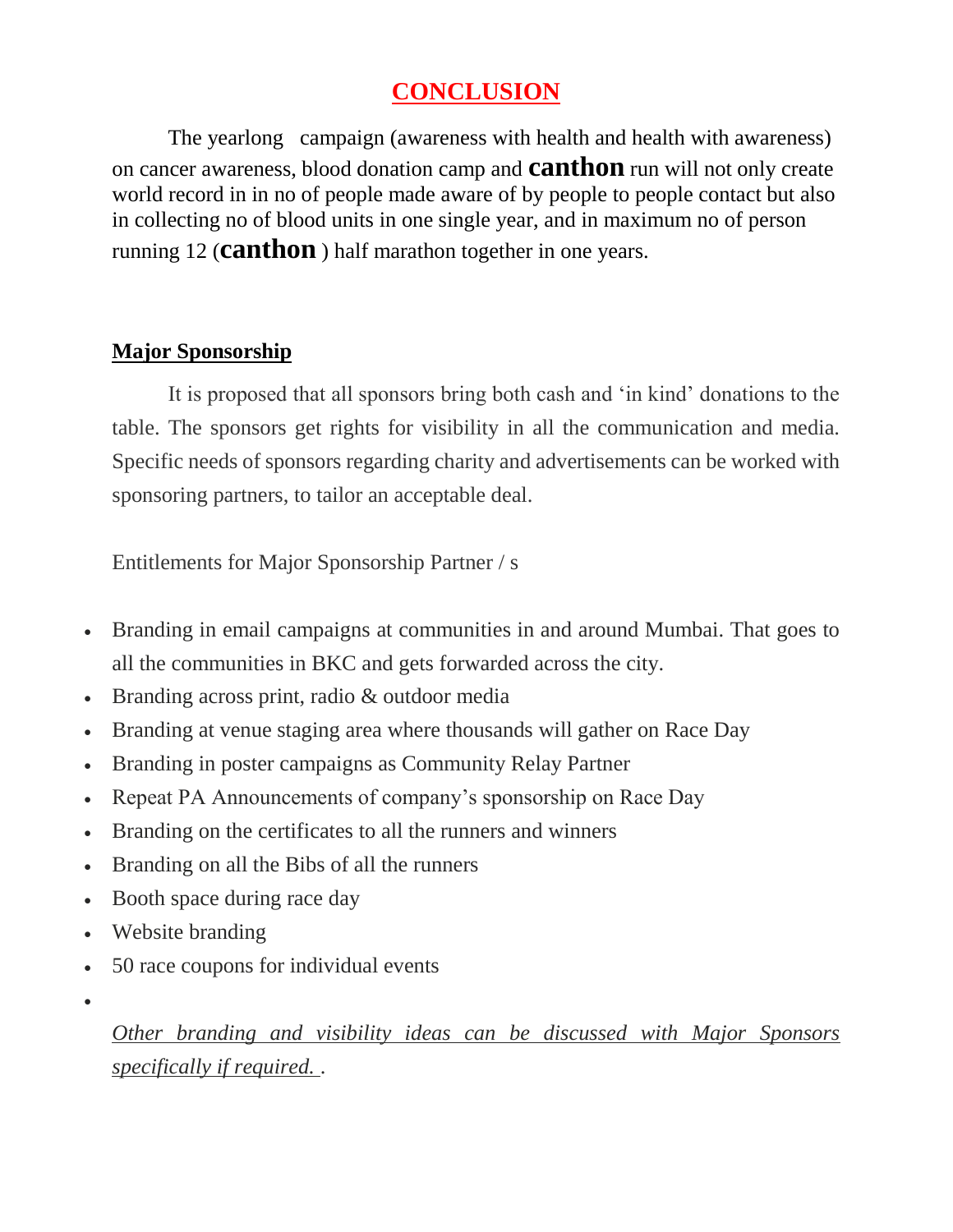# CONCLUSION

The yearlong campaign (awareness with health and health with awareness) on cancer awareness, blood donation camp and **canthon** run will not only create world record in in no of people made aware of by people to people contact but also in collecting no of blood units in one single year, and in maximum no of person running 12 (**canthon** ) half marathon together in one years.

## Major Sponsorship

It is proposed that all sponsors bring both cash and 'in kind' donations to the table. The sponsors get rights for visibility in all the communication and media. Specific needs of sponsors regarding charity and advertisements can be worked with sponsoring partners, to tailor an acceptable deal.

Entitlements for Major Sponsorship Partner / s

- Branding in email campaigns at communities in and around Mumbai. That goes to all the communities in BKC and gets forwarded across the city.
- Branding across print, radio & outdoor media
- Branding at venue staging area where thousands will gather on Race Day
- Branding in poster campaigns as Community Relay Partner
- Repeat PA Announcements of company's sponsorship on Race Day
- Branding on the certificates to all the runners and winners
- Branding on all the Bibs of all the runners
- Booth space during race day
- Website branding
- 50 race coupons for individual events

*Other branding and visibility ideas can be discussed with Major Sponsors specifically if required.* .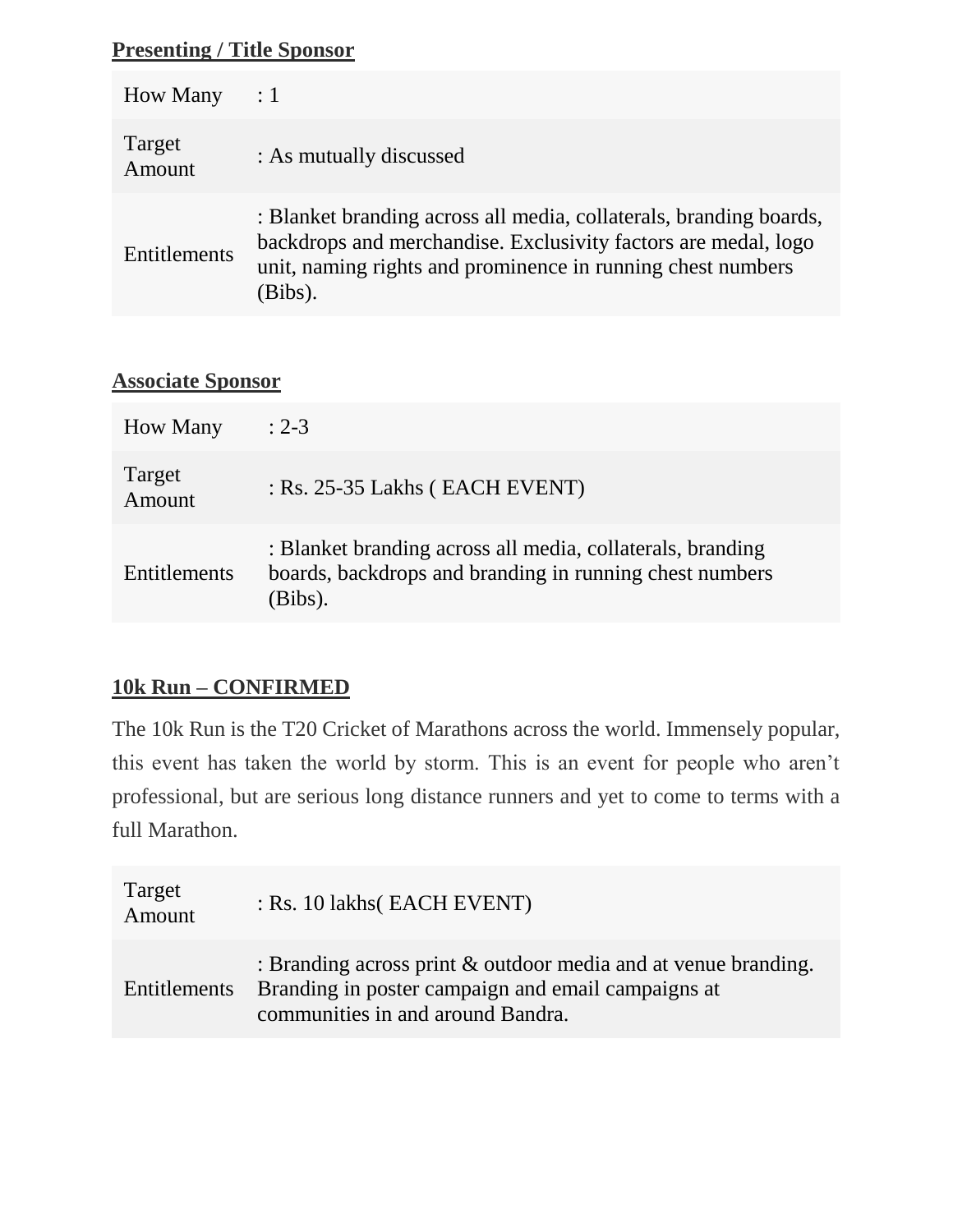**Presenting / Title Sponsor**

| | |
|---|---|
| How Many | : 1 |
| Target Amount | : As mutually discussed |
| Entitlements | : Blanket branding across all media, collaterals, branding boards, backdrops and merchandise. Exclusivity factors are medal, logo unit, naming rights and prominence in running chest numbers (Bibs). |

**Associate Sponsor**

| | |
|---|---|
| How Many | : 2-3 |
| Target Amount | : Rs. 25-35 Lakhs ( EACH EVENT) |
| Entitlements | : Blanket branding across all media, collaterals, branding boards, backdrops and branding in running chest numbers (Bibs). |

**10k Run – CONFIRMED**

The 10k Run is the T20 Cricket of Marathons across the world. Immensely popular, this event has taken the world by storm. This is an event for people who aren't professional, but are serious long distance runners and yet to come to terms with a full Marathon.

| | |
|---|---|
| Target Amount | : Rs. 10 lakhs( EACH EVENT) |
| Entitlements | : Branding across print & outdoor media and at venue branding. Branding in poster campaign and email campaigns at communities in and around Bandra. |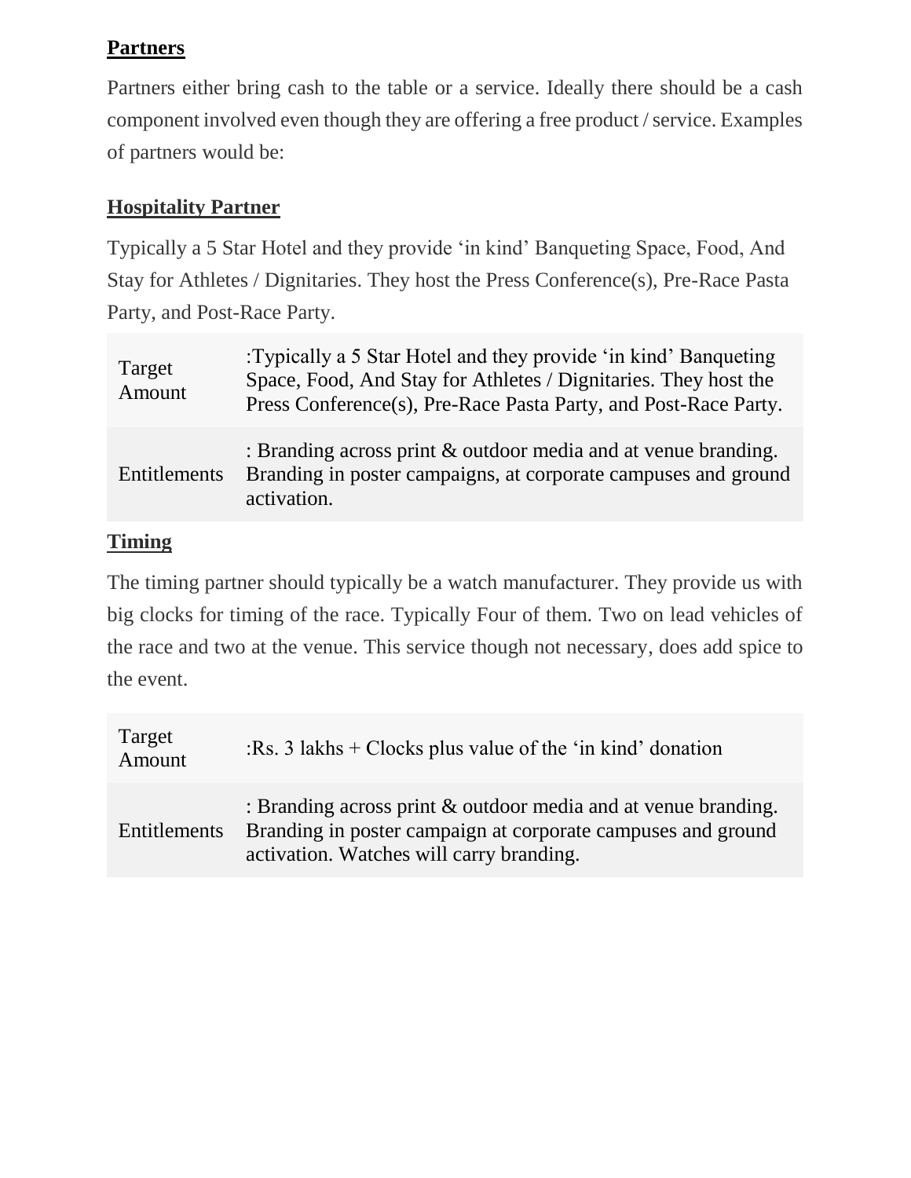## Partners

Partners either bring cash to the table or a service. Ideally there should be a cash component involved even though they are offering a free product / service. Examples of partners would be:

### Hospitality Partner

Typically a 5 Star Hotel and they provide 'in kind' Banqueting Space, Food, And Stay for Athletes / Dignitaries. They host the Press Conference(s), Pre-Race Pasta Party, and Post-Race Party.

| | |
|---|---|
| Target Amount | :Typically a 5 Star Hotel and they provide 'in kind' Banqueting Space, Food, And Stay for Athletes / Dignitaries. They host the Press Conference(s), Pre-Race Pasta Party, and Post-Race Party. |
| Entitlements | : Branding across print & outdoor media and at venue branding. Branding in poster campaigns, at corporate campuses and ground activation. |

### Timing

The timing partner should typically be a watch manufacturer. They provide us with big clocks for timing of the race. Typically Four of them. Two on lead vehicles of the race and two at the venue. This service though not necessary, does add spice to the event.

| | |
|---|---|
| Target Amount | :Rs. 3 lakhs + Clocks plus value of the 'in kind' donation |
| Entitlements | : Branding across print & outdoor media and at venue branding. Branding in poster campaign at corporate campuses and ground activation. Watches will carry branding. |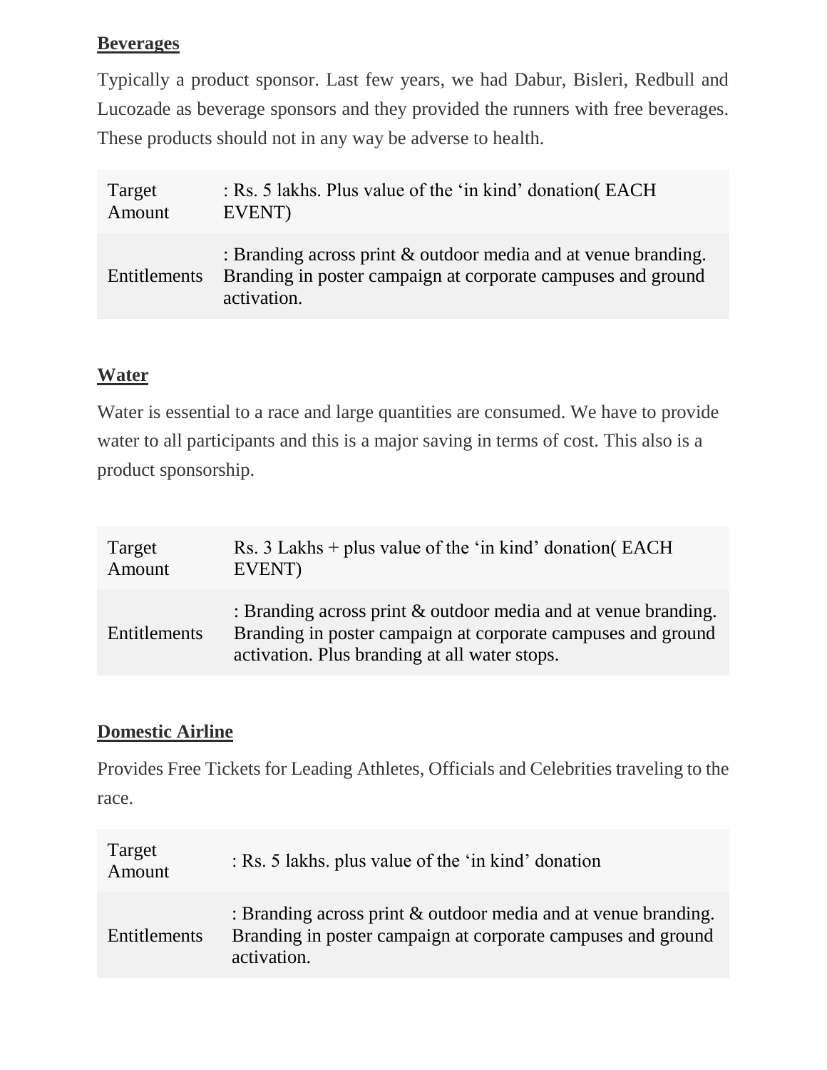**Beverages**

Typically a product sponsor. Last few years, we had Dabur, Bisleri, Redbull and Lucozade as beverage sponsors and they provided the runners with free beverages. These products should not in any way be adverse to health.

| Target Amount | : Rs. 5 lakhs. Plus value of the 'in kind' donation( EACH EVENT) |
|---|---|
| Entitlements | : Branding across print & outdoor media and at venue branding. Branding in poster campaign at corporate campuses and ground activation. |

**Water**

Water is essential to a race and large quantities are consumed. We have to provide water to all participants and this is a major saving in terms of cost. This also is a product sponsorship.

| Target Amount | Rs. 3 Lakhs + plus value of the 'in kind' donation( EACH EVENT) |
|---|---|
| Entitlements | : Branding across print & outdoor media and at venue branding. Branding in poster campaign at corporate campuses and ground activation. Plus branding at all water stops. |

**Domestic Airline**

Provides Free Tickets for Leading Athletes, Officials and Celebrities traveling to the race.

| Target Amount | : Rs. 5 lakhs. plus value of the 'in kind' donation |
|---|---|
| Entitlements | : Branding across print & outdoor media and at venue branding. Branding in poster campaign at corporate campuses and ground activation. |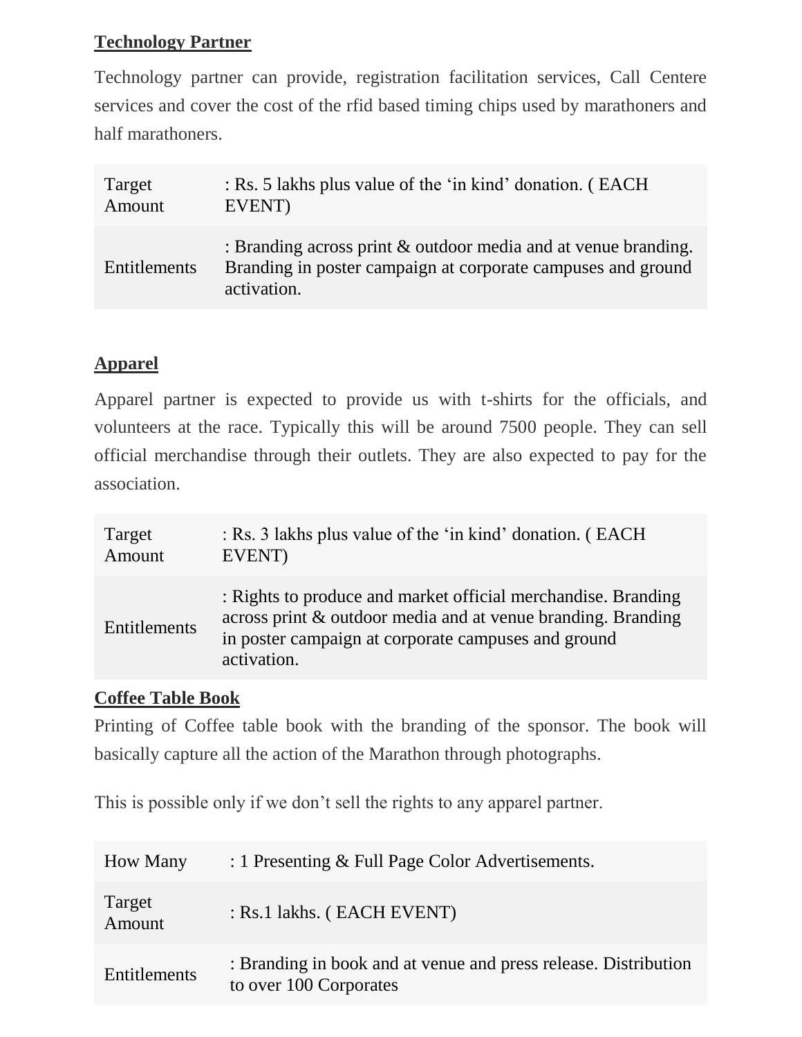**Technology Partner**

Technology partner can provide, registration facilitation services, Call Centere services and cover the cost of the rfid based timing chips used by marathoners and half marathoners.

| | |
|---|---|
| Target Amount | : Rs. 5 lakhs plus value of the 'in kind' donation. ( EACH EVENT) |
| Entitlements | : Branding across print & outdoor media and at venue branding. Branding in poster campaign at corporate campuses and ground activation. |

**Apparel**

Apparel partner is expected to provide us with t-shirts for the officials, and volunteers at the race. Typically this will be around 7500 people. They can sell official merchandise through their outlets. They are also expected to pay for the association.

| | |
|---|---|
| Target Amount | : Rs. 3 lakhs plus value of the 'in kind' donation. ( EACH EVENT) |
| Entitlements | : Rights to produce and market official merchandise. Branding across print & outdoor media and at venue branding. Branding in poster campaign at corporate campuses and ground activation. |

**Coffee Table Book**

Printing of Coffee table book with the branding of the sponsor. The book will basically capture all the action of the Marathon through photographs.

This is possible only if we don't sell the rights to any apparel partner.

| | |
|---|---|
| How Many | : 1 Presenting & Full Page Color Advertisements. |
| Target Amount | : Rs.1 lakhs. ( EACH EVENT) |
| Entitlements | : Branding in book and at venue and press release. Distribution to over 100 Corporates |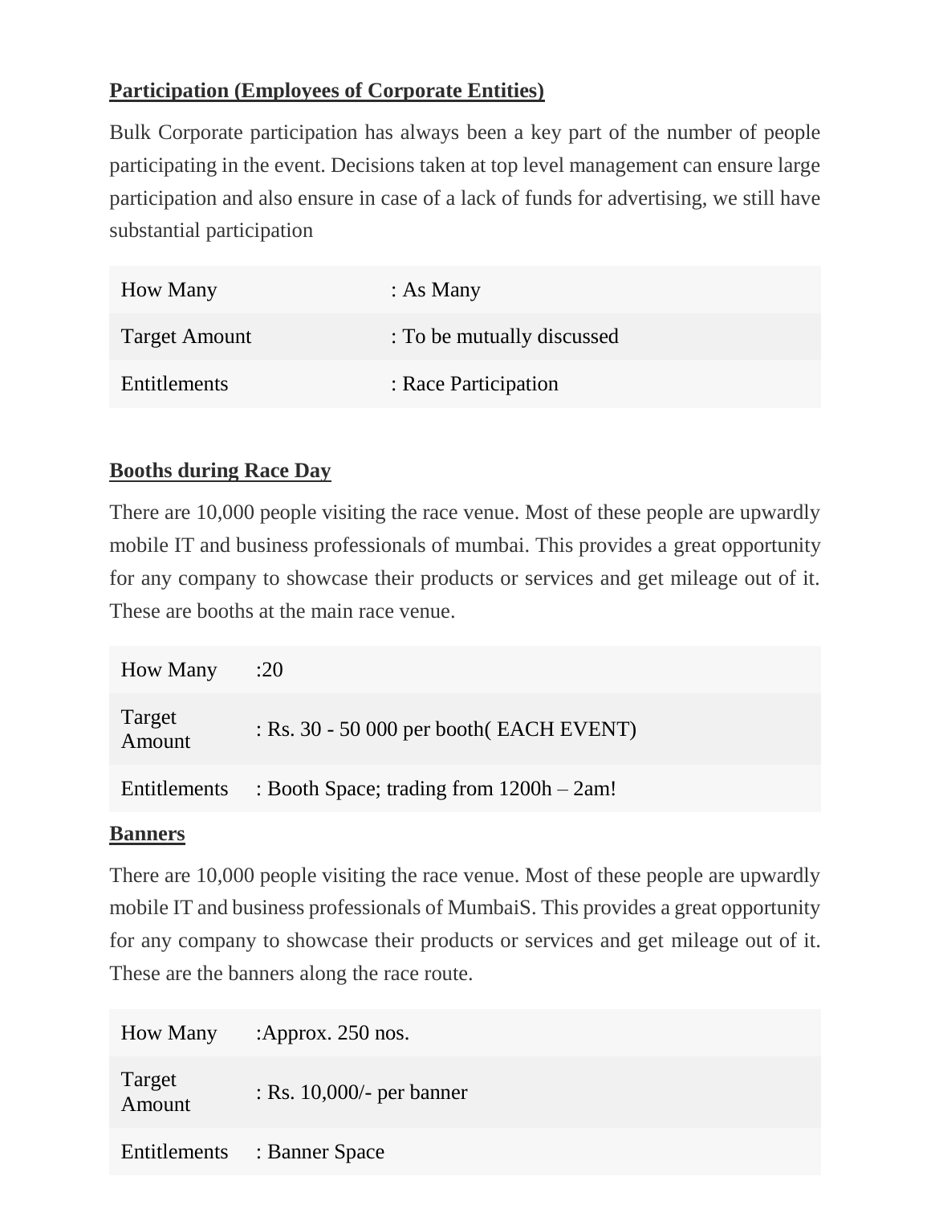**Participation (Employees of Corporate Entities)**

Bulk Corporate participation has always been a key part of the number of people participating in the event. Decisions taken at top level management can ensure large participation and also ensure in case of a lack of funds for advertising, we still have substantial participation

| | |
|---|---|
| How Many | : As Many |
| Target Amount | : To be mutually discussed |
| Entitlements | : Race Participation |

**Booths during Race Day**

There are 10,000 people visiting the race venue. Most of these people are upwardly mobile IT and business professionals of mumbai. This provides a great opportunity for any company to showcase their products or services and get mileage out of it. These are booths at the main race venue.

| | |
|---|---|
| How Many | :20 |
| Target Amount | : Rs. 30 - 50 000 per booth( EACH EVENT) |
| Entitlements | : Booth Space; trading from 1200h – 2am! |

**Banners**

There are 10,000 people visiting the race venue. Most of these people are upwardly mobile IT and business professionals of MumbaiS. This provides a great opportunity for any company to showcase their products or services and get mileage out of it. These are the banners along the race route.

| | |
|---|---|
| How Many | :Approx. 250 nos. |
| Target Amount | : Rs. 10,000/- per banner |
| Entitlements | : Banner Space |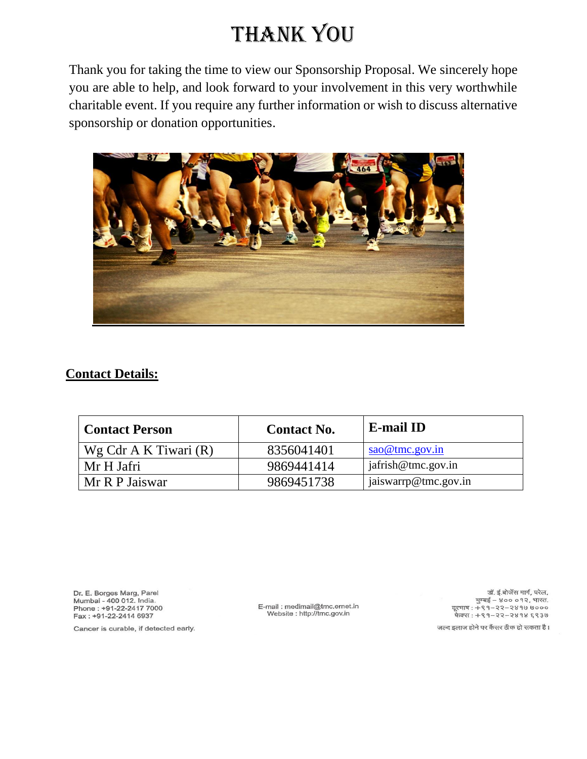# THANK YOU

Thank you for taking the time to view our Sponsorship Proposal. We sincerely hope you are able to help, and look forward to your involvement in this very worthwhile charitable event. If you require any further information or wish to discuss alternative sponsorship or donation opportunities.

**Contact Details:**

| Contact Person | Contact No. | E-mail ID |
|---|---|---|
| Wg Cdr A K Tiwari (R) | 8356041401 | sao@tmc.gov.in |
| Mr H Jafri | 9869441414 | jafrish@tmc.gov.in |
| Mr R P Jaiswar | 9869451738 | jaiswarrp@tmc.gov.in |

Dr. E. Borges Marg, Parel
Mumbai - 400 012. India.
Phone : +91-22-2417 7000
Fax : +91-22-2414 6937

Cancer is curable, if detected early.

E-mail : medimail@tmc.ernet.in
Website : http://tmc.gov.in

डॉ. ई.बोर्जेस मार्ग, परेल,
मुम्बई – ४०० ०१२, भारत.
दूरभाष : +९१-२२-२४१७ ७०००
फैक्स : +९१-२२-२४१४ ६९३७

जल्द इलाज होने पर कैंसर ठीक हो सकता है।